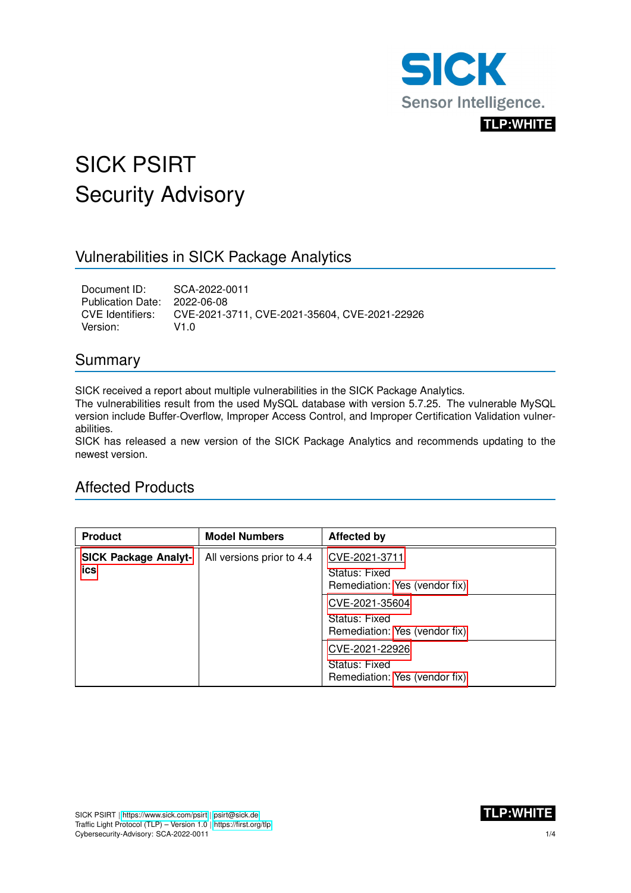TLP:WHITE

# SICK PSIRT
# Security Advisory

## Vulnerabilities in SICK Package Analytics

Document ID: SCA-2022-0011
Publication Date: 2022-06-08
CVE Identifiers: CVE-2021-3711, CVE-2021-35604, CVE-2021-22926
Version: V1.0

## Summary

SICK received a report about multiple vulnerabilities in the SICK Package Analytics.
The vulnerabilities result from the used MySQL database with version 5.7.25. The vulnerable MySQL version include Buffer-Overflow, Improper Access Control, and Improper Certification Validation vulnerabilities.
SICK has released a new version of the SICK Package Analytics and recommends updating to the newest version.

## Affected Products

| Product | Model Numbers | Affected by |
|---|---|---|
| **SICK Package Analytics** | All versions prior to 4.4 | CVE-2021-3711<br>Status: Fixed<br>Remediation: Yes (vendor fix) |
| | | CVE-2021-35604<br>Status: Fixed<br>Remediation: Yes (vendor fix) |
| | | CVE-2021-22926<br>Status: Fixed<br>Remediation: Yes (vendor fix) |

SICK PSIRT | https://www.sick.com/psirt | psirt@sick.de
Traffic Light Protocol (TLP) – Version 1.0 | https://first.org/tlp
Cybersecurity-Advisory: SCA-2022-0011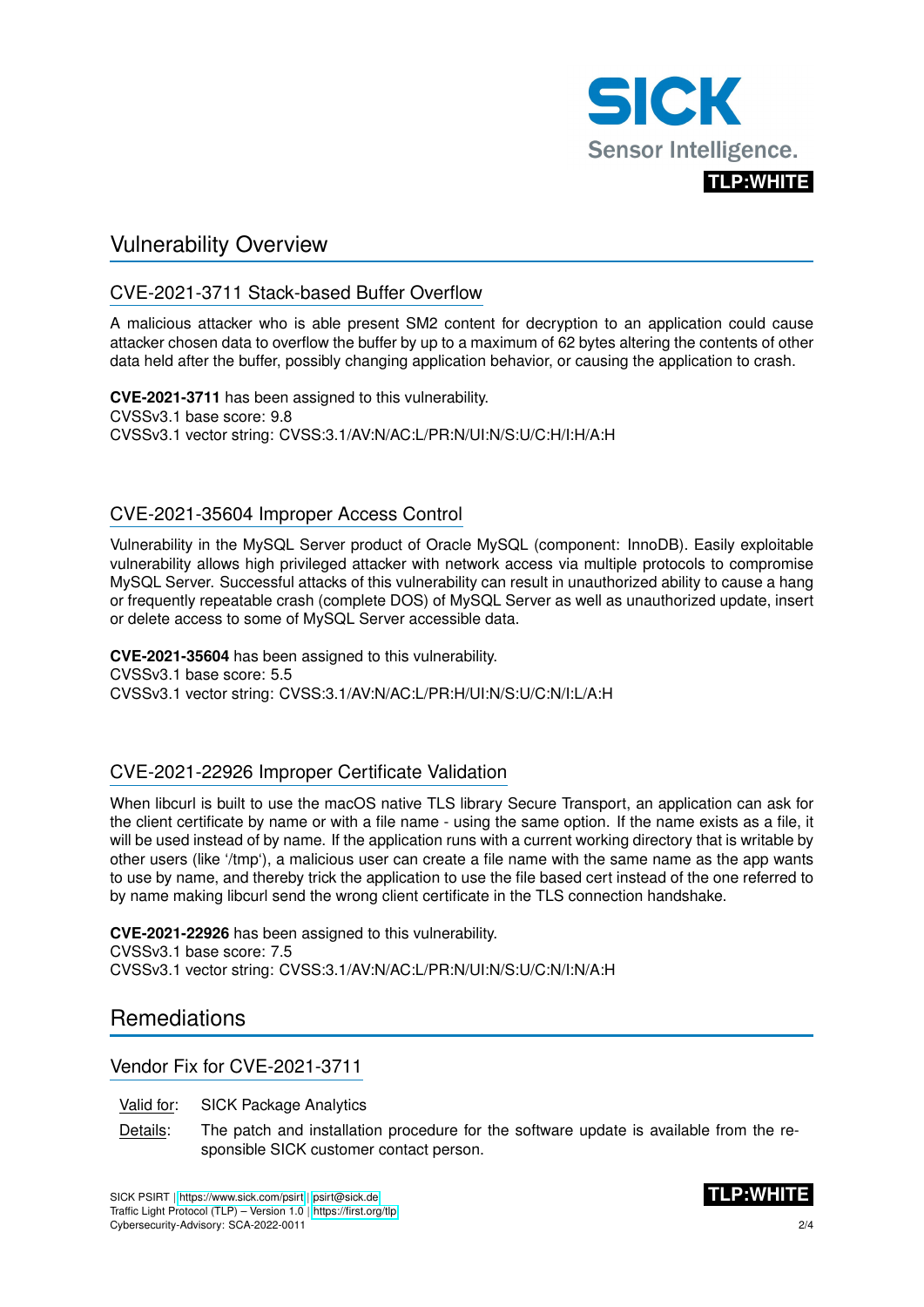# Vulnerability Overview

## CVE-2021-3711 Stack-based Buffer Overflow

A malicious attacker who is able present SM2 content for decryption to an application could cause attacker chosen data to overflow the buffer by up to a maximum of 62 bytes altering the contents of other data held after the buffer, possibly changing application behavior, or causing the application to crash.

**CVE-2021-3711** has been assigned to this vulnerability.
CVSSv3.1 base score: 9.8
CVSSv3.1 vector string: CVSS:3.1/AV:N/AC:L/PR:N/UI:N/S:U/C:H/I:H/A:H

## CVE-2021-35604 Improper Access Control

Vulnerability in the MySQL Server product of Oracle MySQL (component: InnoDB). Easily exploitable vulnerability allows high privileged attacker with network access via multiple protocols to compromise MySQL Server. Successful attacks of this vulnerability can result in unauthorized ability to cause a hang or frequently repeatable crash (complete DOS) of MySQL Server as well as unauthorized update, insert or delete access to some of MySQL Server accessible data.

**CVE-2021-35604** has been assigned to this vulnerability.
CVSSv3.1 base score: 5.5
CVSSv3.1 vector string: CVSS:3.1/AV:N/AC:L/PR:H/UI:N/S:U/C:N/I:L/A:H

## CVE-2021-22926 Improper Certificate Validation

When libcurl is built to use the macOS native TLS library Secure Transport, an application can ask for the client certificate by name or with a file name - using the same option. If the name exists as a file, it will be used instead of by name. If the application runs with a current working directory that is writable by other users (like '/tmp'), a malicious user can create a file name with the same name as the app wants to use by name, and thereby trick the application to use the file based cert instead of the one referred to by name making libcurl send the wrong client certificate in the TLS connection handshake.

**CVE-2021-22926** has been assigned to this vulnerability.
CVSSv3.1 base score: 7.5
CVSSv3.1 vector string: CVSS:3.1/AV:N/AC:L/PR:N/UI:N/S:U/C:N/I:N/A:H

# Remediations

## Vendor Fix for CVE-2021-3711

Valid for: SICK Package Analytics

Details: The patch and installation procedure for the software update is available from the responsible SICK customer contact person.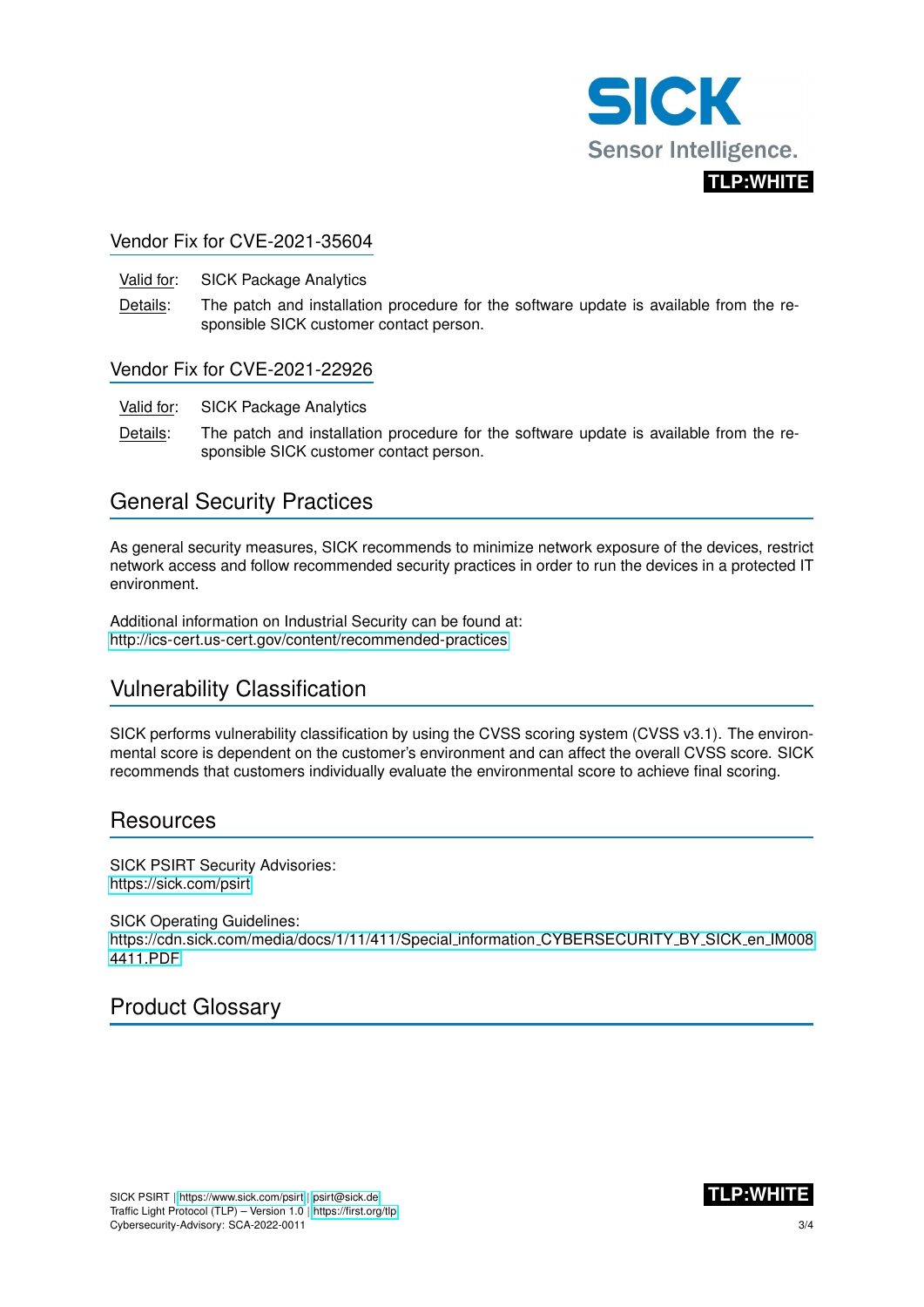## Vendor Fix for CVE-2021-35604

Valid for: SICK Package Analytics

Details: The patch and installation procedure for the software update is available from the responsible SICK customer contact person.

## Vendor Fix for CVE-2021-22926

Valid for: SICK Package Analytics

Details: The patch and installation procedure for the software update is available from the responsible SICK customer contact person.

# General Security Practices

As general security measures, SICK recommends to minimize network exposure of the devices, restrict network access and follow recommended security practices in order to run the devices in a protected IT environment.

Additional information on Industrial Security can be found at:
http://ics-cert.us-cert.gov/content/recommended-practices

# Vulnerability Classification

SICK performs vulnerability classification by using the CVSS scoring system (CVSS v3.1). The environmental score is dependent on the customer's environment and can affect the overall CVSS score. SICK recommends that customers individually evaluate the environmental score to achieve final scoring.

# Resources

SICK PSIRT Security Advisories:
https://sick.com/psirt

SICK Operating Guidelines:
https://cdn.sick.com/media/docs/1/11/411/Special_information_CYBERSECURITY_BY_SICK_en_IM0084411.PDF

# Product Glossary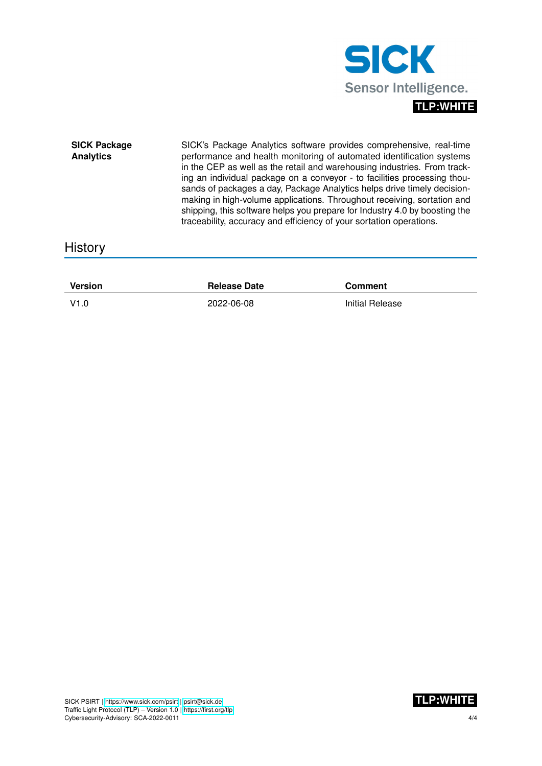**SICK Package Analytics**

SICK's Package Analytics software provides comprehensive, real-time performance and health monitoring of automated identification systems in the CEP as well as the retail and warehousing industries. From tracking an individual package on a conveyor - to facilities processing thousands of packages a day, Package Analytics helps drive timely decision-making in high-volume applications. Throughout receiving, sortation and shipping, this software helps you prepare for Industry 4.0 by boosting the traceability, accuracy and efficiency of your sortation operations.

## History

| Version | Release Date | Comment |
|---|---|---|
| V1.0 | 2022-06-08 | Initial Release |